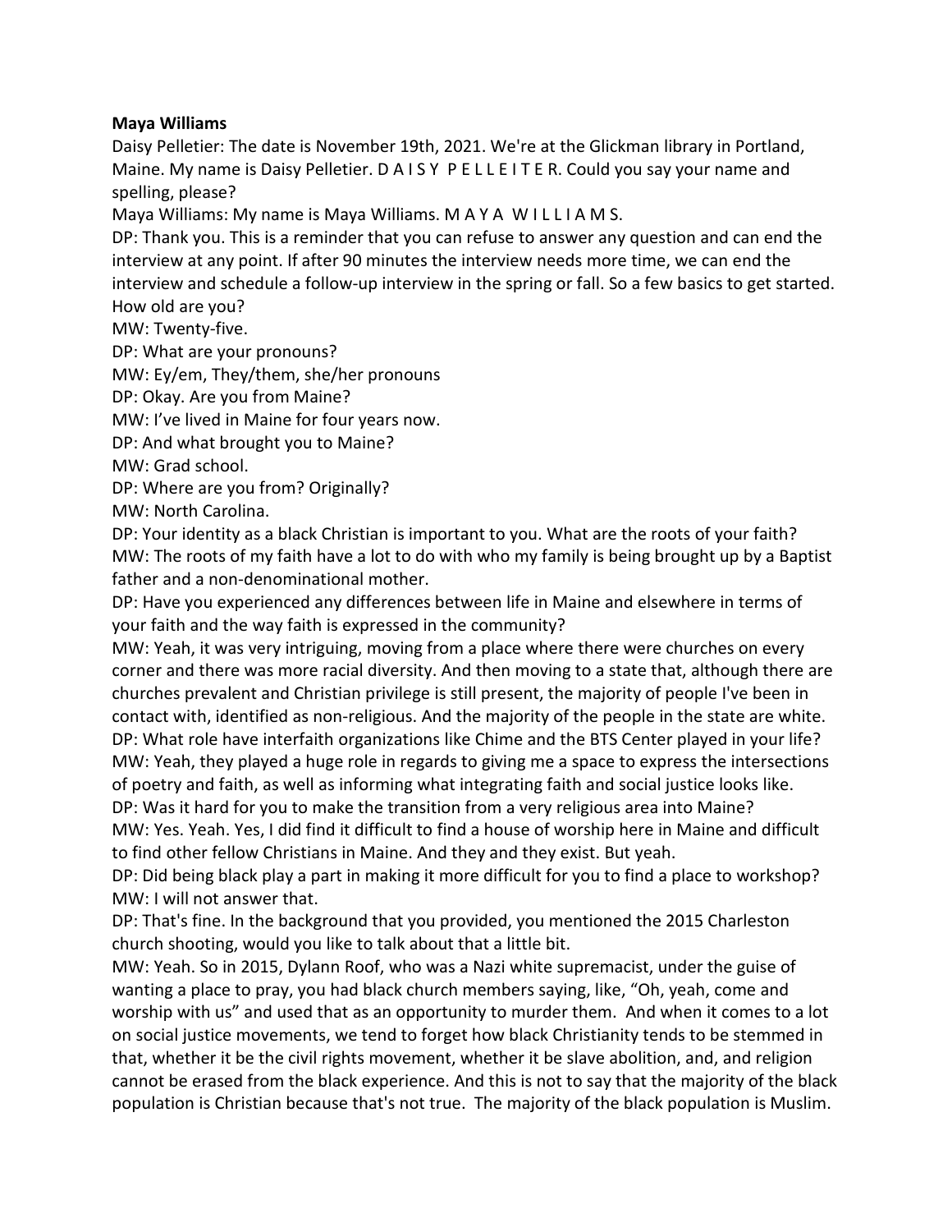**Maya Williams**

Daisy Pelletier: The date is November 19th, 2021. We're at the Glickman library in Portland, Maine. My name is Daisy Pelletier. D A I S Y P E L L E I T E R. Could you say your name and spelling, please?

Maya Williams: My name is Maya Williams. M A Y A W I L L I A M S.

DP: Thank you. This is a reminder that you can refuse to answer any question and can end the interview at any point. If after 90 minutes the interview needs more time, we can end the interview and schedule a follow-up interview in the spring or fall. So a few basics to get started. How old are you?

MW: Twenty-five.

DP: What are your pronouns?

MW: Ey/em, They/them, she/her pronouns

DP: Okay. Are you from Maine?

MW: I've lived in Maine for four years now.

DP: And what brought you to Maine?

MW: Grad school.

DP: Where are you from? Originally?

MW: North Carolina.

DP: Your identity as a black Christian is important to you. What are the roots of your faith?

MW: The roots of my faith have a lot to do with who my family is being brought up by a Baptist father and a non-denominational mother.

DP: Have you experienced any differences between life in Maine and elsewhere in terms of your faith and the way faith is expressed in the community?

MW: Yeah, it was very intriguing, moving from a place where there were churches on every corner and there was more racial diversity. And then moving to a state that, although there are churches prevalent and Christian privilege is still present, the majority of people I've been in contact with, identified as non-religious. And the majority of the people in the state are white.

DP: What role have interfaith organizations like Chime and the BTS Center played in your life?

MW: Yeah, they played a huge role in regards to giving me a space to express the intersections of poetry and faith, as well as informing what integrating faith and social justice looks like.

DP: Was it hard for you to make the transition from a very religious area into Maine?

MW: Yes. Yeah. Yes, I did find it difficult to find a house of worship here in Maine and difficult to find other fellow Christians in Maine. And they and they exist. But yeah.

DP: Did being black play a part in making it more difficult for you to find a place to workshop?

MW: I will not answer that.

DP: That's fine. In the background that you provided, you mentioned the 2015 Charleston church shooting, would you like to talk about that a little bit.

MW: Yeah. So in 2015, Dylann Roof, who was a Nazi white supremacist, under the guise of wanting a place to pray, you had black church members saying, like, "Oh, yeah, come and worship with us" and used that as an opportunity to murder them. And when it comes to a lot on social justice movements, we tend to forget how black Christianity tends to be stemmed in that, whether it be the civil rights movement, whether it be slave abolition, and, and religion cannot be erased from the black experience. And this is not to say that the majority of the black population is Christian because that's not true. The majority of the black population is Muslim.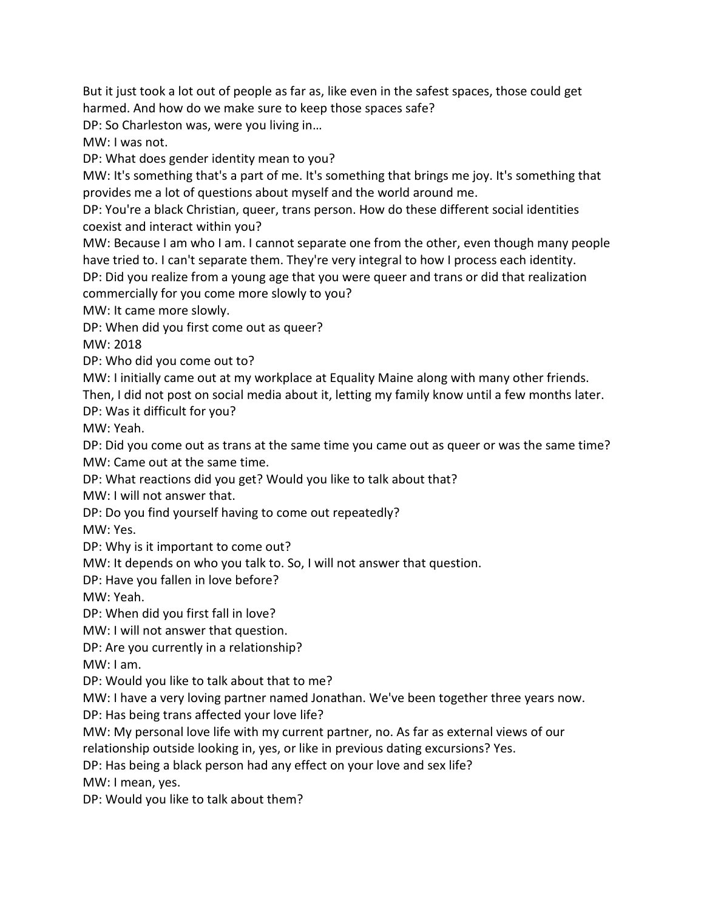But it just took a lot out of people as far as, like even in the safest spaces, those could get harmed. And how do we make sure to keep those spaces safe?

DP: So Charleston was, were you living in…

MW: I was not.

DP: What does gender identity mean to you?

MW: It's something that's a part of me. It's something that brings me joy. It's something that provides me a lot of questions about myself and the world around me.

DP: You're a black Christian, queer, trans person. How do these different social identities coexist and interact within you?

MW: Because I am who I am. I cannot separate one from the other, even though many people have tried to. I can't separate them. They're very integral to how I process each identity.

DP: Did you realize from a young age that you were queer and trans or did that realization commercially for you come more slowly to you?

MW: It came more slowly.

DP: When did you first come out as queer?

MW: 2018

DP: Who did you come out to?

MW: I initially came out at my workplace at Equality Maine along with many other friends. Then, I did not post on social media about it, letting my family know until a few months later.

DP: Was it difficult for you?

MW: Yeah.

DP: Did you come out as trans at the same time you came out as queer or was the same time?

MW: Came out at the same time.

DP: What reactions did you get? Would you like to talk about that?

MW: I will not answer that.

DP: Do you find yourself having to come out repeatedly?

MW: Yes.

DP: Why is it important to come out?

MW: It depends on who you talk to. So, I will not answer that question.

DP: Have you fallen in love before?

MW: Yeah.

DP: When did you first fall in love?

MW: I will not answer that question.

DP: Are you currently in a relationship?

MW: I am.

DP: Would you like to talk about that to me?

MW: I have a very loving partner named Jonathan. We've been together three years now.

DP: Has being trans affected your love life?

MW: My personal love life with my current partner, no. As far as external views of our relationship outside looking in, yes, or like in previous dating excursions? Yes.

DP: Has being a black person had any effect on your love and sex life?

MW: I mean, yes.

DP: Would you like to talk about them?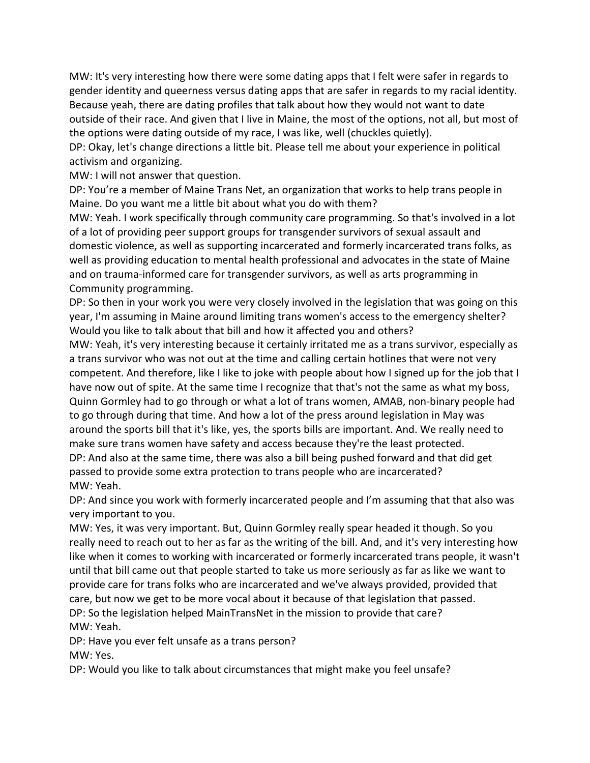MW: It's very interesting how there were some dating apps that I felt were safer in regards to gender identity and queerness versus dating apps that are safer in regards to my racial identity. Because yeah, there are dating profiles that talk about how they would not want to date outside of their race. And given that I live in Maine, the most of the options, not all, but most of the options were dating outside of my race, I was like, well (chuckles quietly).

DP: Okay, let's change directions a little bit. Please tell me about your experience in political activism and organizing.

MW: I will not answer that question.

DP: You're a member of Maine Trans Net, an organization that works to help trans people in Maine. Do you want me a little bit about what you do with them?

MW: Yeah. I work specifically through community care programming. So that's involved in a lot of a lot of providing peer support groups for transgender survivors of sexual assault and domestic violence, as well as supporting incarcerated and formerly incarcerated trans folks, as well as providing education to mental health professional and advocates in the state of Maine and on trauma-informed care for transgender survivors, as well as arts programming in Community programming.

DP: So then in your work you were very closely involved in the legislation that was going on this year, I'm assuming in Maine around limiting trans women's access to the emergency shelter? Would you like to talk about that bill and how it affected you and others?

MW: Yeah, it's very interesting because it certainly irritated me as a trans survivor, especially as a trans survivor who was not out at the time and calling certain hotlines that were not very competent. And therefore, like I like to joke with people about how I signed up for the job that I have now out of spite. At the same time I recognize that that's not the same as what my boss, Quinn Gormley had to go through or what a lot of trans women, AMAB, non-binary people had to go through during that time. And how a lot of the press around legislation in May was around the sports bill that it's like, yes, the sports bills are important. And. We really need to make sure trans women have safety and access because they're the least protected.

DP: And also at the same time, there was also a bill being pushed forward and that did get passed to provide some extra protection to trans people who are incarcerated?

MW: Yeah.

DP: And since you work with formerly incarcerated people and I'm assuming that that also was very important to you.

MW: Yes, it was very important. But, Quinn Gormley really spear headed it though. So you really need to reach out to her as far as the writing of the bill. And, and it's very interesting how like when it comes to working with incarcerated or formerly incarcerated trans people, it wasn't until that bill came out that people started to take us more seriously as far as like we want to provide care for trans folks who are incarcerated and we've always provided, provided that care, but now we get to be more vocal about it because of that legislation that passed.

DP: So the legislation helped MainTransNet in the mission to provide that care?

MW: Yeah.

DP: Have you ever felt unsafe as a trans person?

MW: Yes.

DP: Would you like to talk about circumstances that might make you feel unsafe?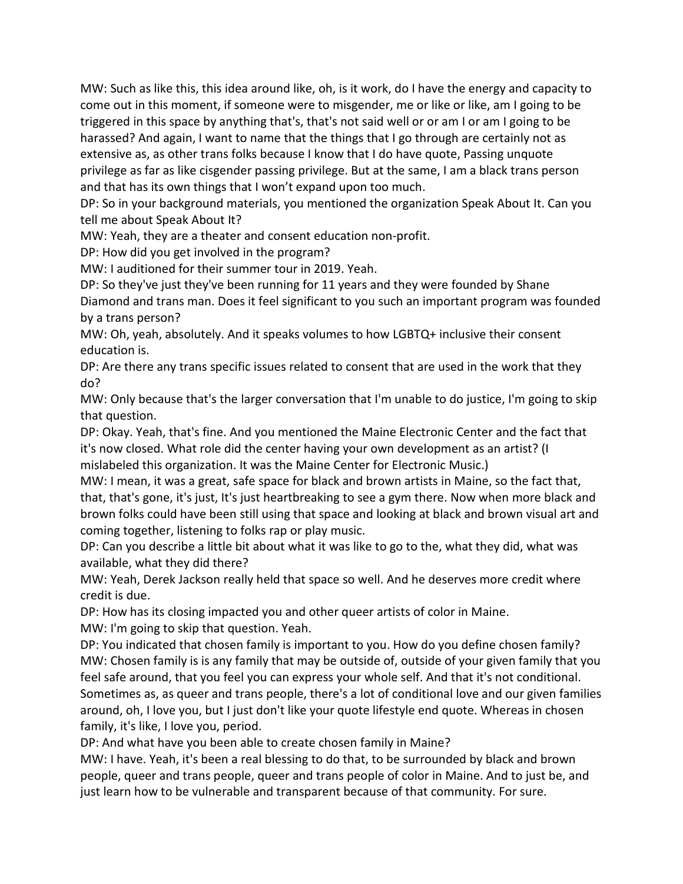MW: Such as like this, this idea around like, oh, is it work, do I have the energy and capacity to come out in this moment, if someone were to misgender, me or like or like, am I going to be triggered in this space by anything that's, that's not said well or or am I or am I going to be harassed? And again, I want to name that the things that I go through are certainly not as extensive as, as other trans folks because I know that I do have quote, Passing unquote privilege as far as like cisgender passing privilege. But at the same, I am a black trans person and that has its own things that I won't expand upon too much.

DP: So in your background materials, you mentioned the organization Speak About It. Can you tell me about Speak About It?

MW: Yeah, they are a theater and consent education non-profit.

DP: How did you get involved in the program?

MW: I auditioned for their summer tour in 2019. Yeah.

DP: So they've just they've been running for 11 years and they were founded by Shane Diamond and trans man. Does it feel significant to you such an important program was founded by a trans person?

MW: Oh, yeah, absolutely. And it speaks volumes to how LGBTQ+ inclusive their consent education is.

DP: Are there any trans specific issues related to consent that are used in the work that they do?

MW: Only because that's the larger conversation that I'm unable to do justice, I'm going to skip that question.

DP: Okay. Yeah, that's fine. And you mentioned the Maine Electronic Center and the fact that it's now closed. What role did the center having your own development as an artist? (I mislabeled this organization. It was the Maine Center for Electronic Music.)

MW: I mean, it was a great, safe space for black and brown artists in Maine, so the fact that, that, that's gone, it's just, It's just heartbreaking to see a gym there. Now when more black and brown folks could have been still using that space and looking at black and brown visual art and coming together, listening to folks rap or play music.

DP: Can you describe a little bit about what it was like to go to the, what they did, what was available, what they did there?

MW: Yeah, Derek Jackson really held that space so well. And he deserves more credit where credit is due.

DP: How has its closing impacted you and other queer artists of color in Maine.

MW: I'm going to skip that question. Yeah.

DP: You indicated that chosen family is important to you. How do you define chosen family?

MW: Chosen family is is any family that may be outside of, outside of your given family that you feel safe around, that you feel you can express your whole self. And that it's not conditional. Sometimes as, as queer and trans people, there's a lot of conditional love and our given families around, oh, I love you, but I just don't like your quote lifestyle end quote. Whereas in chosen family, it's like, I love you, period.

DP: And what have you been able to create chosen family in Maine?

MW: I have. Yeah, it's been a real blessing to do that, to be surrounded by black and brown people, queer and trans people, queer and trans people of color in Maine. And to just be, and just learn how to be vulnerable and transparent because of that community. For sure.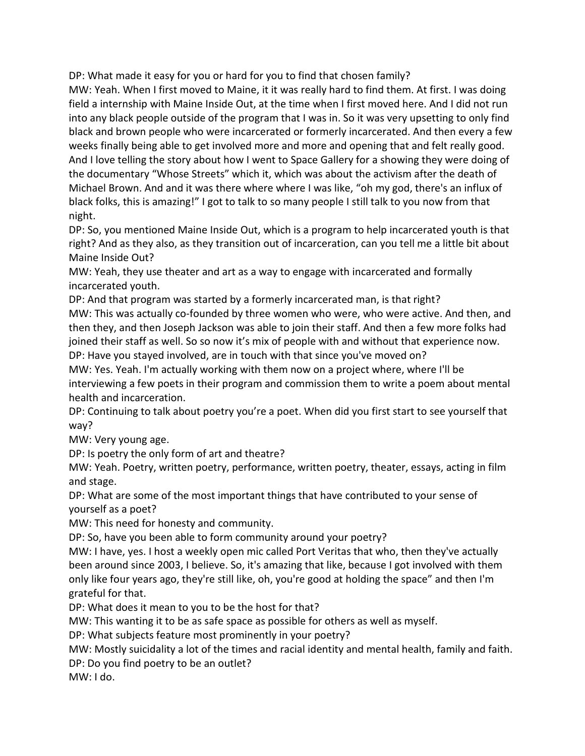DP: What made it easy for you or hard for you to find that chosen family?

MW: Yeah. When I first moved to Maine, it it was really hard to find them. At first. I was doing field a internship with Maine Inside Out, at the time when I first moved here. And I did not run into any black people outside of the program that I was in. So it was very upsetting to only find black and brown people who were incarcerated or formerly incarcerated. And then every a few weeks finally being able to get involved more and more and opening that and felt really good. And I love telling the story about how I went to Space Gallery for a showing they were doing of the documentary "Whose Streets" which it, which was about the activism after the death of Michael Brown. And and it was there where where I was like, "oh my god, there's an influx of black folks, this is amazing!" I got to talk to so many people I still talk to you now from that night.

DP: So, you mentioned Maine Inside Out, which is a program to help incarcerated youth is that right? And as they also, as they transition out of incarceration, can you tell me a little bit about Maine Inside Out?

MW: Yeah, they use theater and art as a way to engage with incarcerated and formally incarcerated youth.

DP: And that program was started by a formerly incarcerated man, is that right?

MW: This was actually co-founded by three women who were, who were active. And then, and then they, and then Joseph Jackson was able to join their staff. And then a few more folks had joined their staff as well. So so now it's mix of people with and without that experience now.

DP: Have you stayed involved, are in touch with that since you've moved on?

MW: Yes. Yeah. I'm actually working with them now on a project where, where I'll be interviewing a few poets in their program and commission them to write a poem about mental health and incarceration.

DP: Continuing to talk about poetry you're a poet. When did you first start to see yourself that way?

MW: Very young age.

DP: Is poetry the only form of art and theatre?

MW: Yeah. Poetry, written poetry, performance, written poetry, theater, essays, acting in film and stage.

DP: What are some of the most important things that have contributed to your sense of yourself as a poet?

MW: This need for honesty and community.

DP: So, have you been able to form community around your poetry?

MW: I have, yes. I host a weekly open mic called Port Veritas that who, then they've actually been around since 2003, I believe. So, it's amazing that like, because I got involved with them only like four years ago, they're still like, oh, you're good at holding the space" and then I'm grateful for that.

DP: What does it mean to you to be the host for that?

MW: This wanting it to be as safe space as possible for others as well as myself.

DP: What subjects feature most prominently in your poetry?

MW: Mostly suicidality a lot of the times and racial identity and mental health, family and faith.

DP: Do you find poetry to be an outlet?

MW: I do.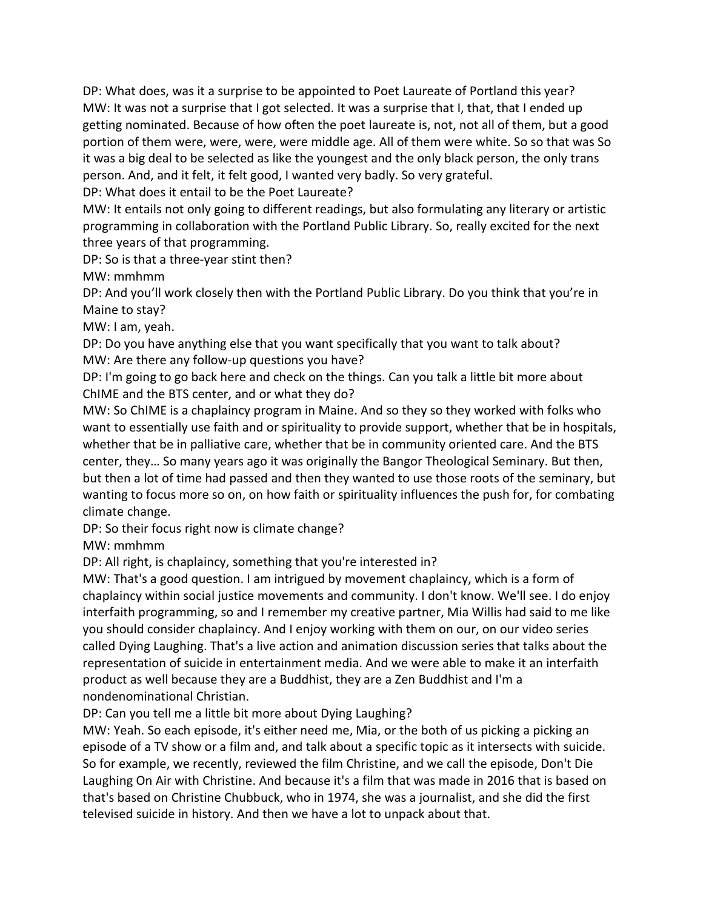DP: What does, was it a surprise to be appointed to Poet Laureate of Portland this year?
MW: It was not a surprise that I got selected. It was a surprise that I, that, that I ended up getting nominated. Because of how often the poet laureate is, not, not all of them, but a good portion of them were, were, were, were middle age. All of them were white. So so that was So it was a big deal to be selected as like the youngest and the only black person, the only trans person. And, and it felt, it felt good, I wanted very badly. So very grateful.
DP: What does it entail to be the Poet Laureate?
MW: It entails not only going to different readings, but also formulating any literary or artistic programming in collaboration with the Portland Public Library. So, really excited for the next three years of that programming.
DP: So is that a three-year stint then?
MW: mmhmm
DP: And you'll work closely then with the Portland Public Library. Do you think that you're in Maine to stay?
MW: I am, yeah.
DP: Do you have anything else that you want specifically that you want to talk about?
MW: Are there any follow-up questions you have?
DP: I'm going to go back here and check on the things. Can you talk a little bit more about ChIME and the BTS center, and or what they do?
MW: So ChIME is a chaplaincy program in Maine. And so they so they worked with folks who want to essentially use faith and or spirituality to provide support, whether that be in hospitals, whether that be in palliative care, whether that be in community oriented care. And the BTS center, they… So many years ago it was originally the Bangor Theological Seminary. But then, but then a lot of time had passed and then they wanted to use those roots of the seminary, but wanting to focus more so on, on how faith or spirituality influences the push for, for combating climate change.
DP: So their focus right now is climate change?
MW: mmhmm
DP: All right, is chaplaincy, something that you're interested in?
MW: That's a good question. I am intrigued by movement chaplaincy, which is a form of chaplaincy within social justice movements and community. I don't know. We'll see. I do enjoy interfaith programming, so and I remember my creative partner, Mia Willis had said to me like you should consider chaplaincy. And I enjoy working with them on our, on our video series called Dying Laughing. That's a live action and animation discussion series that talks about the representation of suicide in entertainment media. And we were able to make it an interfaith product as well because they are a Buddhist, they are a Zen Buddhist and I'm a nondenominational Christian.
DP: Can you tell me a little bit more about Dying Laughing?
MW: Yeah. So each episode, it's either need me, Mia, or the both of us picking a picking an episode of a TV show or a film and, and talk about a specific topic as it intersects with suicide. So for example, we recently, reviewed the film Christine, and we call the episode, Don't Die Laughing On Air with Christine. And because it's a film that was made in 2016 that is based on that's based on Christine Chubbuck, who in 1974, she was a journalist, and she did the first televised suicide in history. And then we have a lot to unpack about that.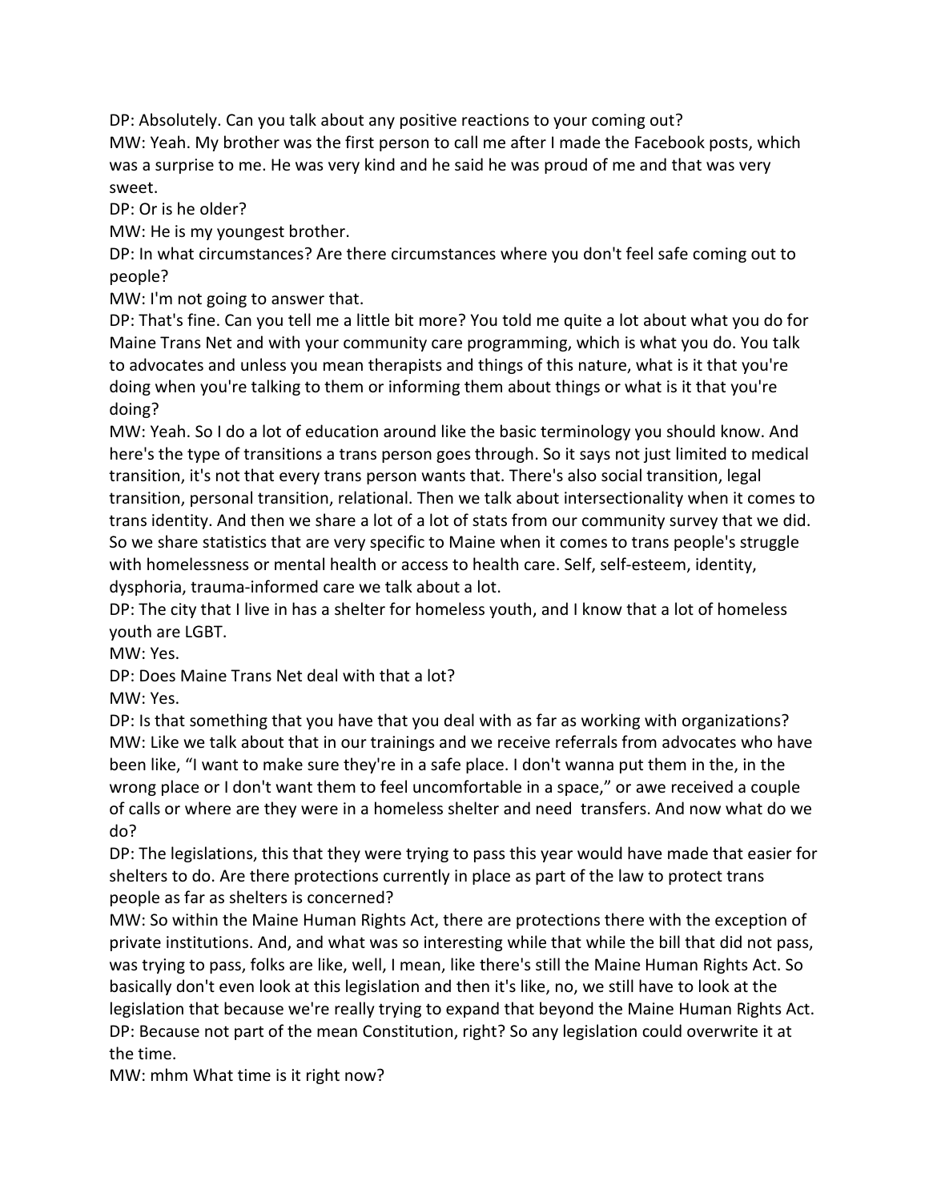DP: Absolutely. Can you talk about any positive reactions to your coming out?
MW: Yeah. My brother was the first person to call me after I made the Facebook posts, which was a surprise to me. He was very kind and he said he was proud of me and that was very sweet.
DP: Or is he older?
MW: He is my youngest brother.
DP: In what circumstances? Are there circumstances where you don't feel safe coming out to people?
MW: I'm not going to answer that.
DP: That's fine. Can you tell me a little bit more? You told me quite a lot about what you do for Maine Trans Net and with your community care programming, which is what you do. You talk to advocates and unless you mean therapists and things of this nature, what is it that you're doing when you're talking to them or informing them about things or what is it that you're doing?
MW: Yeah. So I do a lot of education around like the basic terminology you should know. And here's the type of transitions a trans person goes through. So it says not just limited to medical transition, it's not that every trans person wants that. There's also social transition, legal transition, personal transition, relational. Then we talk about intersectionality when it comes to trans identity. And then we share a lot of a lot of stats from our community survey that we did. So we share statistics that are very specific to Maine when it comes to trans people's struggle with homelessness or mental health or access to health care. Self, self-esteem, identity, dysphoria, trauma-informed care we talk about a lot.
DP: The city that I live in has a shelter for homeless youth, and I know that a lot of homeless youth are LGBT.
MW: Yes.
DP: Does Maine Trans Net deal with that a lot?
MW: Yes.
DP: Is that something that you have that you deal with as far as working with organizations?
MW: Like we talk about that in our trainings and we receive referrals from advocates who have been like, "I want to make sure they're in a safe place. I don't wanna put them in the, in the wrong place or I don't want them to feel uncomfortable in a space," or awe received a couple of calls or where are they were in a homeless shelter and need transfers. And now what do we do?
DP: The legislations, this that they were trying to pass this year would have made that easier for shelters to do. Are there protections currently in place as part of the law to protect trans people as far as shelters is concerned?
MW: So within the Maine Human Rights Act, there are protections there with the exception of private institutions. And, and what was so interesting while that while the bill that did not pass, was trying to pass, folks are like, well, I mean, like there's still the Maine Human Rights Act. So basically don't even look at this legislation and then it's like, no, we still have to look at the legislation that because we're really trying to expand that beyond the Maine Human Rights Act.
DP: Because not part of the mean Constitution, right? So any legislation could overwrite it at the time.
MW: mhm What time is it right now?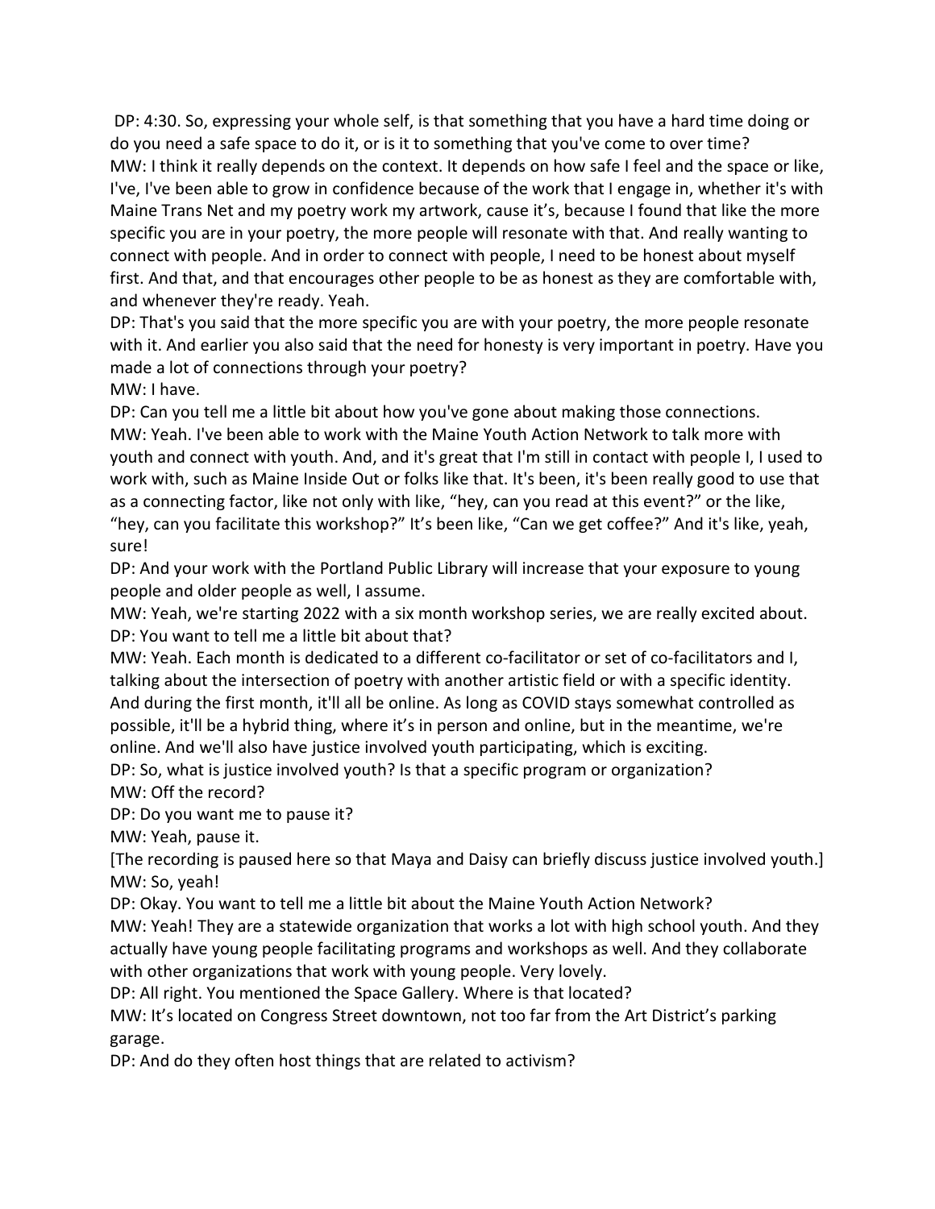DP: 4:30. So, expressing your whole self, is that something that you have a hard time doing or do you need a safe space to do it, or is it to something that you've come to over time?
MW: I think it really depends on the context. It depends on how safe I feel and the space or like, I've, I've been able to grow in confidence because of the work that I engage in, whether it's with Maine Trans Net and my poetry work my artwork, cause it's, because I found that like the more specific you are in your poetry, the more people will resonate with that. And really wanting to connect with people. And in order to connect with people, I need to be honest about myself first. And that, and that encourages other people to be as honest as they are comfortable with, and whenever they're ready. Yeah.
DP: That's you said that the more specific you are with your poetry, the more people resonate with it. And earlier you also said that the need for honesty is very important in poetry. Have you made a lot of connections through your poetry?
MW: I have.
DP: Can you tell me a little bit about how you've gone about making those connections.
MW: Yeah. I've been able to work with the Maine Youth Action Network to talk more with youth and connect with youth. And, and it's great that I'm still in contact with people I, I used to work with, such as Maine Inside Out or folks like that. It's been, it's been really good to use that as a connecting factor, like not only with like, "hey, can you read at this event?" or the like, "hey, can you facilitate this workshop?" It's been like, "Can we get coffee?" And it's like, yeah, sure!
DP: And your work with the Portland Public Library will increase that your exposure to young people and older people as well, I assume.
MW: Yeah, we're starting 2022 with a six month workshop series, we are really excited about.
DP: You want to tell me a little bit about that?
MW: Yeah. Each month is dedicated to a different co-facilitator or set of co-facilitators and I, talking about the intersection of poetry with another artistic field or with a specific identity. And during the first month, it'll all be online. As long as COVID stays somewhat controlled as possible, it'll be a hybrid thing, where it's in person and online, but in the meantime, we're online. And we'll also have justice involved youth participating, which is exciting.
DP: So, what is justice involved youth? Is that a specific program or organization?
MW: Off the record?
DP: Do you want me to pause it?
MW: Yeah, pause it.
[The recording is paused here so that Maya and Daisy can briefly discuss justice involved youth.]
MW: So, yeah!
DP: Okay. You want to tell me a little bit about the Maine Youth Action Network?
MW: Yeah! They are a statewide organization that works a lot with high school youth. And they actually have young people facilitating programs and workshops as well. And they collaborate with other organizations that work with young people. Very lovely.
DP: All right. You mentioned the Space Gallery. Where is that located?
MW: It's located on Congress Street downtown, not too far from the Art District's parking garage.
DP: And do they often host things that are related to activism?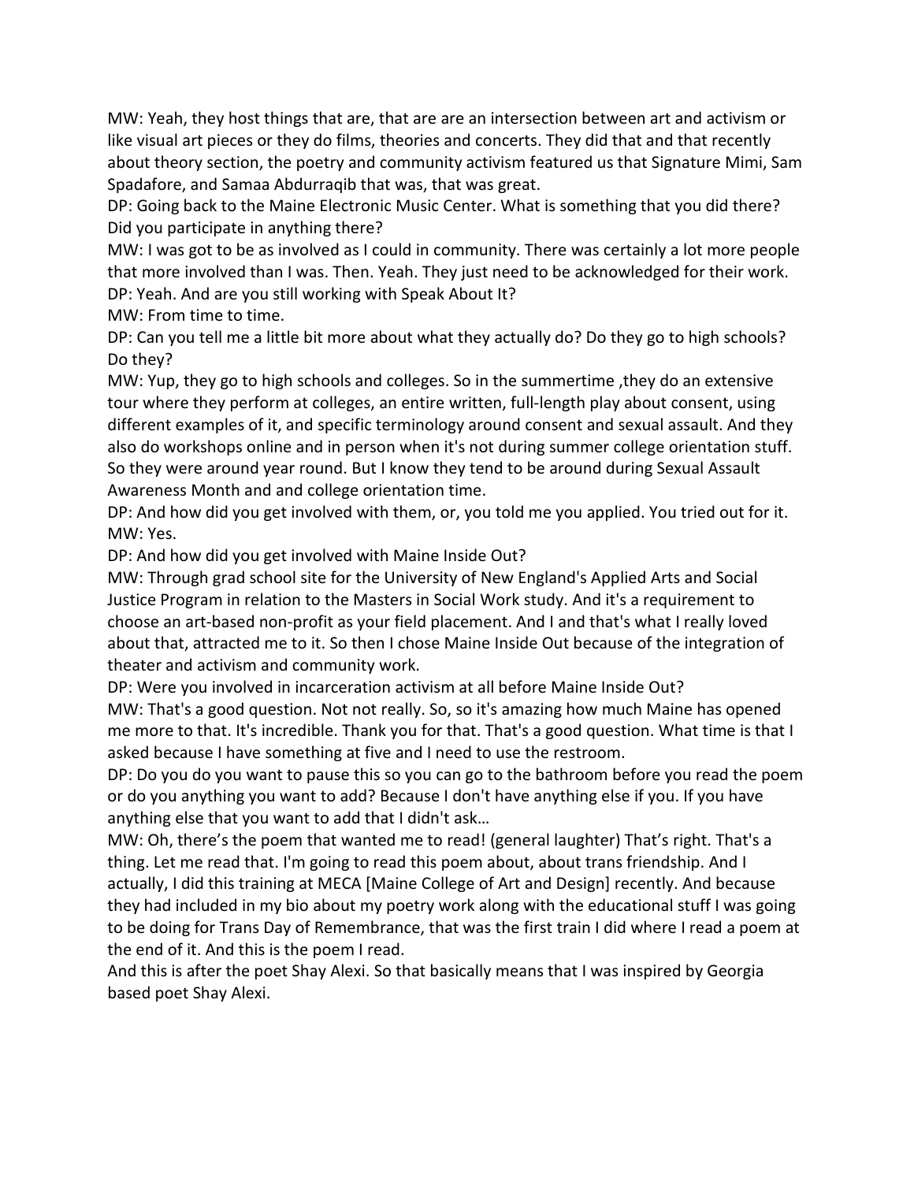MW: Yeah, they host things that are, that are are an intersection between art and activism or like visual art pieces or they do films, theories and concerts. They did that and that recently about theory section, the poetry and community activism featured us that Signature Mimi, Sam Spadafore, and Samaa Abdurraqib that was, that was great.

DP: Going back to the Maine Electronic Music Center. What is something that you did there? Did you participate in anything there?

MW: I was got to be as involved as I could in community. There was certainly a lot more people that more involved than I was. Then. Yeah. They just need to be acknowledged for their work.

DP: Yeah. And are you still working with Speak About It?

MW: From time to time.

DP: Can you tell me a little bit more about what they actually do? Do they go to high schools? Do they?

MW: Yup, they go to high schools and colleges. So in the summertime ,they do an extensive tour where they perform at colleges, an entire written, full-length play about consent, using different examples of it, and specific terminology around consent and sexual assault. And they also do workshops online and in person when it's not during summer college orientation stuff. So they were around year round. But I know they tend to be around during Sexual Assault Awareness Month and and college orientation time.

DP: And how did you get involved with them, or, you told me you applied. You tried out for it.

MW: Yes.

DP: And how did you get involved with Maine Inside Out?

MW: Through grad school site for the University of New England's Applied Arts and Social Justice Program in relation to the Masters in Social Work study. And it's a requirement to choose an art-based non-profit as your field placement. And I and that's what I really loved about that, attracted me to it. So then I chose Maine Inside Out because of the integration of theater and activism and community work.

DP: Were you involved in incarceration activism at all before Maine Inside Out?

MW: That's a good question. Not not really. So, so it's amazing how much Maine has opened me more to that. It's incredible. Thank you for that. That's a good question. What time is that I asked because I have something at five and I need to use the restroom.

DP: Do you do you want to pause this so you can go to the bathroom before you read the poem or do you anything you want to add? Because I don't have anything else if you. If you have anything else that you want to add that I didn't ask…

MW: Oh, there's the poem that wanted me to read! (general laughter) That's right. That's a thing. Let me read that. I'm going to read this poem about, about trans friendship. And I actually, I did this training at MECA [Maine College of Art and Design] recently. And because they had included in my bio about my poetry work along with the educational stuff I was going to be doing for Trans Day of Remembrance, that was the first train I did where I read a poem at the end of it. And this is the poem I read.

And this is after the poet Shay Alexi. So that basically means that I was inspired by Georgia based poet Shay Alexi.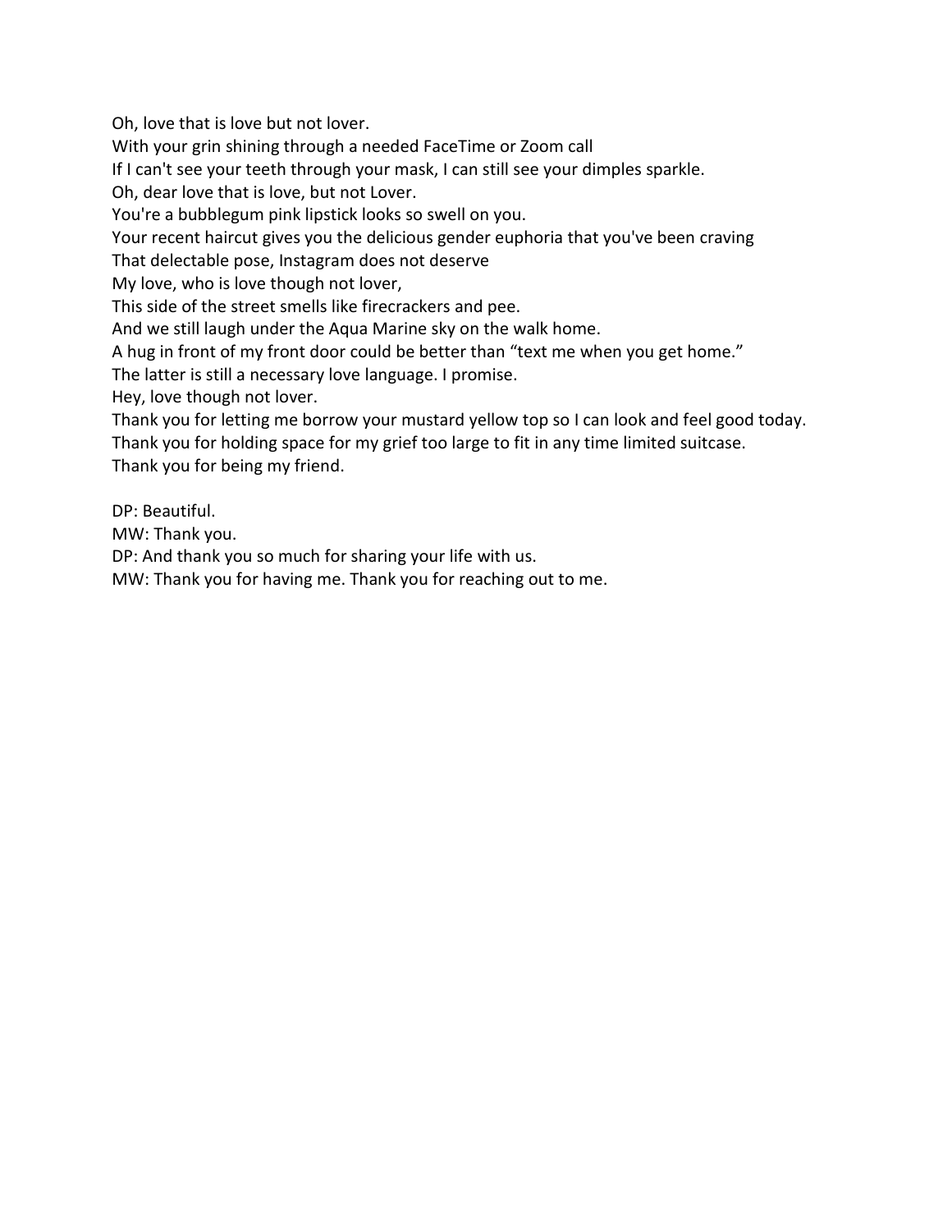Oh, love that is love but not lover.
With your grin shining through a needed FaceTime or Zoom call
If I can't see your teeth through your mask, I can still see your dimples sparkle.
Oh, dear love that is love, but not Lover.
You're a bubblegum pink lipstick looks so swell on you.
Your recent haircut gives you the delicious gender euphoria that you've been craving
That delectable pose, Instagram does not deserve
My love, who is love though not lover,
This side of the street smells like firecrackers and pee.
And we still laugh under the Aqua Marine sky on the walk home.
A hug in front of my front door could be better than "text me when you get home."
The latter is still a necessary love language. I promise.
Hey, love though not lover.
Thank you for letting me borrow your mustard yellow top so I can look and feel good today.
Thank you for holding space for my grief too large to fit in any time limited suitcase.
Thank you for being my friend.

DP: Beautiful.
MW: Thank you.
DP: And thank you so much for sharing your life with us.
MW: Thank you for having me. Thank you for reaching out to me.